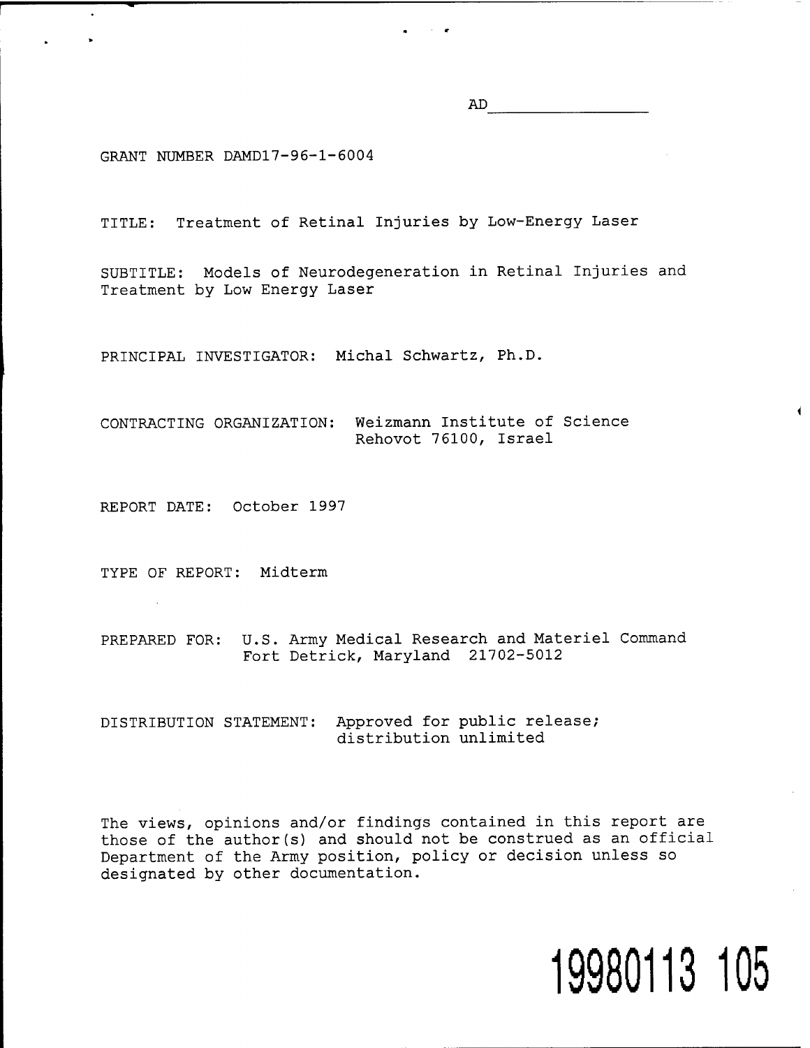AD\_\_\_\_\_\_\_\_\_\_\_\_\_\_\_\_

GRANT NUMBER DAMD17-96-1-6004

TITLE: Treatment of Retinal Injuries by Low-Energy Laser

SUBTITLE: Models of Neurodegeneration in Retinal Injuries and Treatment by Low Energy Laser

PRINCIPAL INVESTIGATOR: Michal Schwartz, Ph.D.

CONTRACTING ORGANIZATION: Weizmann Institute of Science
Rehovot 76100, Israel

REPORT DATE: October 1997

TYPE OF REPORT: Midterm

PREPARED FOR: U.S. Army Medical Research and Materiel Command
Fort Detrick, Maryland 21702-5012

DISTRIBUTION STATEMENT: Approved for public release;
distribution unlimited

The views, opinions and/or findings contained in this report are those of the author(s) and should not be construed as an official Department of the Army position, policy or decision unless so designated by other documentation.

19980113 105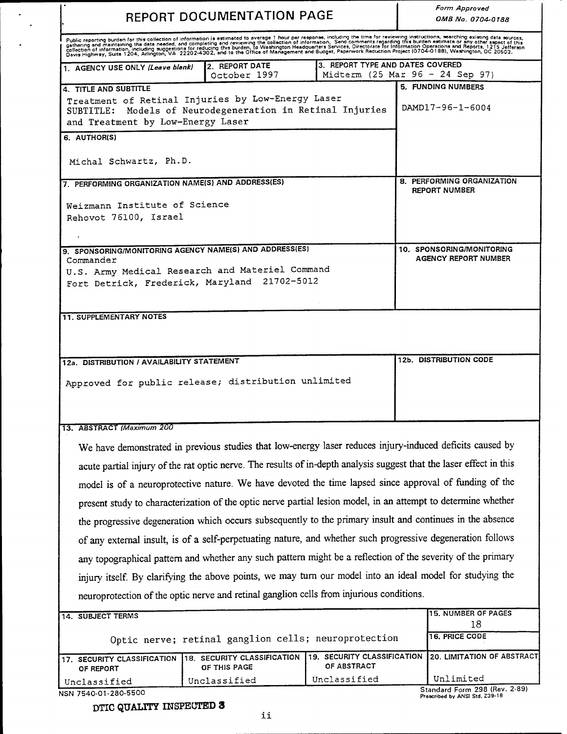# REPORT DOCUMENTATION PAGE

*Form Approved*
*OMB No. 0704-0188*

Public reporting burden for this collection of information is estimated to average 1 hour per response, including the time for reviewing instructions, searching existing data sources, gathering and maintaining the data needed, and completing and reviewing the collection of information. Send comments regarding this burden estimate or any other aspect of this collection of information, including suggestions for reducing this burden, to Washington Headquarters Services, Directorate for Information Operations and Reports, 1215 Jefferson Davis Highway, Suite 1204, Arlington, VA 22202-4302, and to the Office of Management and Budget, Paperwork Reduction Project (0704-0188), Washington, DC 20503.

| 1. AGENCY USE ONLY *(Leave blank)* | 2. REPORT DATE | 3. REPORT TYPE AND DATES COVERED |
|---|---|---|
| | October 1997 | Midterm (25 Mar 96 - 24 Sep 97) |

**4. TITLE AND SUBTITLE**
Treatment of Retinal Injuries by Low-Energy Laser
SUBTITLE: Models of Neurodegeneration in Retinal Injuries and Treatment by Low-Energy Laser

**5. FUNDING NUMBERS**
DAMD17-96-1-6004

**6. AUTHOR(S)**
Michal Schwartz, Ph.D.

**7. PERFORMING ORGANIZATION NAME(S) AND ADDRESS(ES)**
Weizmann Institute of Science
Rehovot 76100, Israel

**8. PERFORMING ORGANIZATION REPORT NUMBER**

**9. SPONSORING/MONITORING AGENCY NAME(S) AND ADDRESS(ES)**
Commander
U.S. Army Medical Research and Materiel Command
Fort Detrick, Frederick, Maryland 21702-5012

**10. SPONSORING/MONITORING AGENCY REPORT NUMBER**

**11. SUPPLEMENTARY NOTES**

**12a. DISTRIBUTION / AVAILABILITY STATEMENT**
Approved for public release; distribution unlimited

**12b. DISTRIBUTION CODE**

**13. ABSTRACT** *(Maximum 200*

We have demonstrated in previous studies that low-energy laser reduces injury-induced deficits caused by acute partial injury of the rat optic nerve. The results of in-depth analysis suggest that the laser effect in this model is of a neuroprotective nature. We have devoted the time lapsed since approval of funding of the present study to characterization of the optic nerve partial lesion model, in an attempt to determine whether the progressive degeneration which occurs subsequently to the primary insult and continues in the absence of any external insult, is of a self-perpetuating nature, and whether such progressive degeneration follows any topographical pattern and whether any such pattern might be a reflection of the severity of the primary injury itself. By clarifying the above points, we may turn our model into an ideal model for studying the neuroprotection of the optic nerve and retinal ganglion cells from injurious conditions.

**14. SUBJECT TERMS**
Optic nerve; retinal ganglion cells; neuroprotection

**15. NUMBER OF PAGES**
18

**16. PRICE CODE**

| 17. SECURITY CLASSIFICATION OF REPORT | 18. SECURITY CLASSIFICATION OF THIS PAGE | 19. SECURITY CLASSIFICATION OF ABSTRACT | 20. LIMITATION OF ABSTRACT |
|---|---|---|---|
| Unclassified | Unclassified | Unclassified | Unlimited |

NSN 7540-01-280-5500

Standard Form 298 (Rev. 2-89)
Prescribed by ANSI Std. Z39-18

DTIC QUALITY INSPECTED 3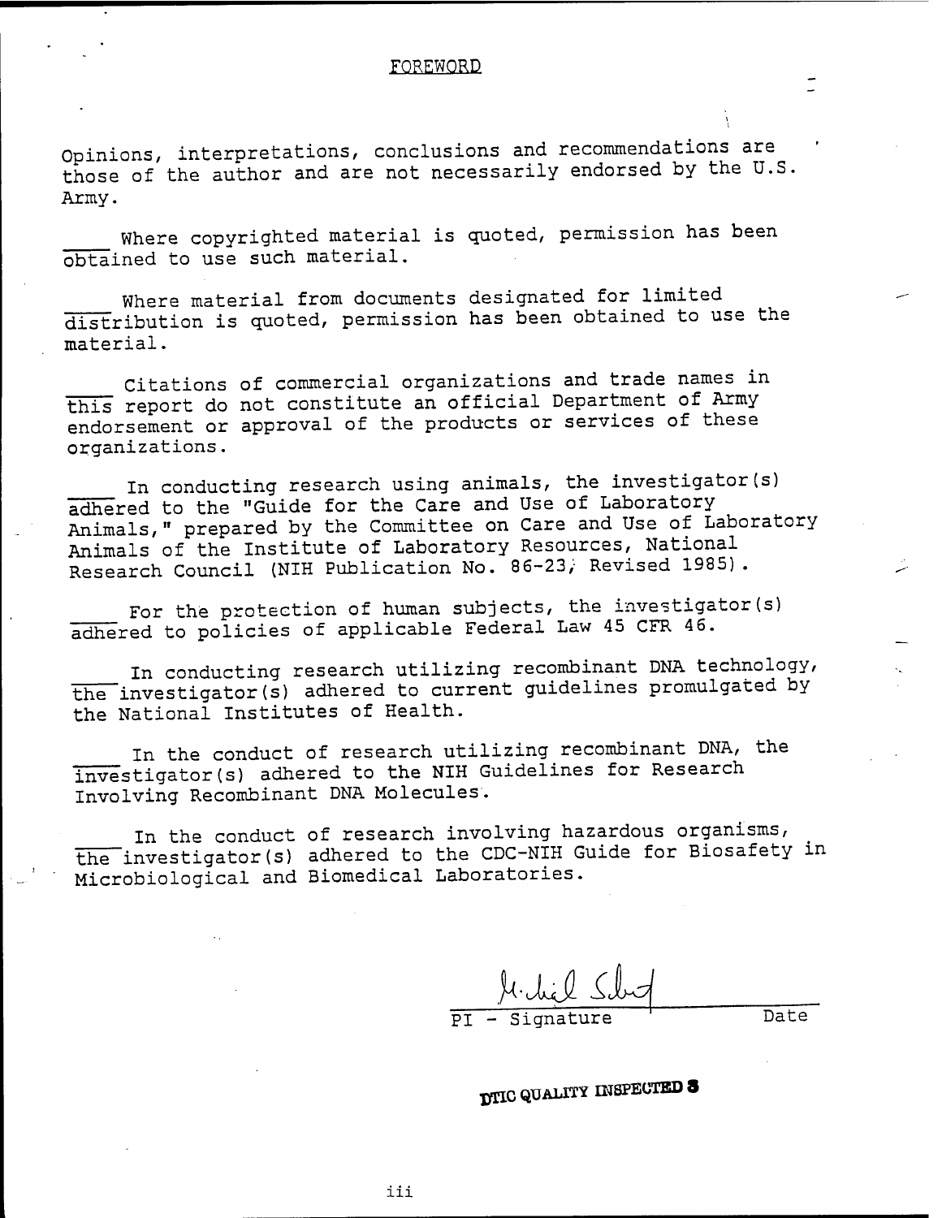# FOREWORD

Opinions, interpretations, conclusions and recommendations are those of the author and are not necessarily endorsed by the U.S. Army.

____ Where copyrighted material is quoted, permission has been obtained to use such material.

____ Where material from documents designated for limited distribution is quoted, permission has been obtained to use the material.

____ Citations of commercial organizations and trade names in this report do not constitute an official Department of Army endorsement or approval of the products or services of these organizations.

____ In conducting research using animals, the investigator(s) adhered to the "Guide for the Care and Use of Laboratory Animals," prepared by the Committee on Care and Use of Laboratory Animals of the Institute of Laboratory Resources, National Research Council (NIH Publication No. 86-23, Revised 1985).

____ For the protection of human subjects, the investigator(s) adhered to policies of applicable Federal Law 45 CFR 46.

____ In conducting research utilizing recombinant DNA technology, the investigator(s) adhered to current guidelines promulgated by the National Institutes of Health.

____ In the conduct of research utilizing recombinant DNA, the investigator(s) adhered to the NIH Guidelines for Research Involving Recombinant DNA Molecules.

____ In the conduct of research involving hazardous organisms, the investigator(s) adhered to the CDC-NIH Guide for Biosafety in Microbiological and Biomedical Laboratories.

PI - Signature　　　　Date

DTIC QUALITY INSPECTED 3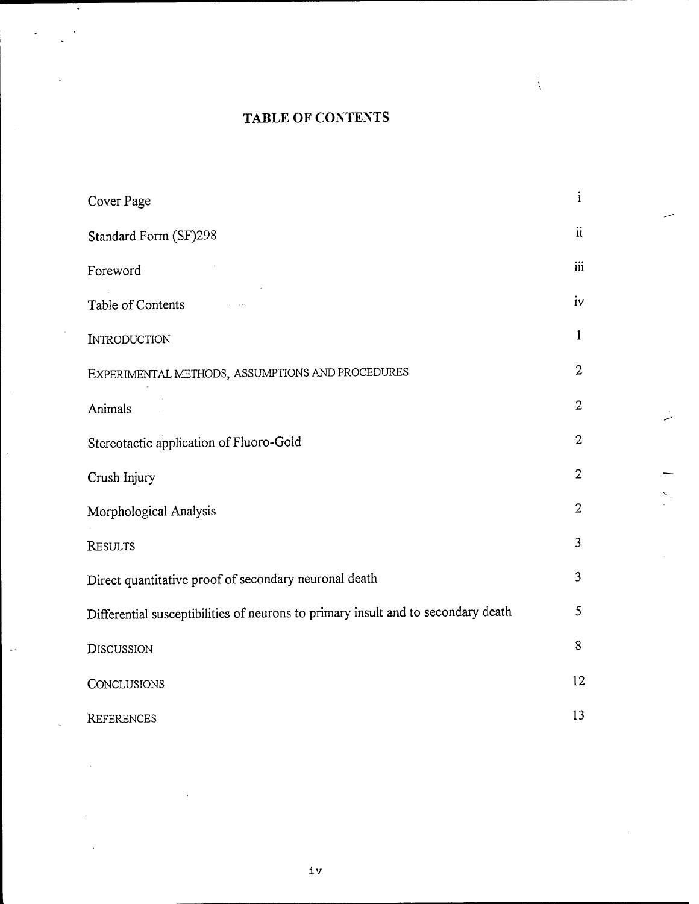# TABLE OF CONTENTS

| | |
|---|---|
| Cover Page | i |
| Standard Form (SF)298 | ii |
| Foreword | iii |
| Table of Contents | iv |
| INTRODUCTION | 1 |
| EXPERIMENTAL METHODS, ASSUMPTIONS AND PROCEDURES | 2 |
| Animals | 2 |
| Stereotactic application of Fluoro-Gold | 2 |
| Crush Injury | 2 |
| Morphological Analysis | 2 |
| RESULTS | 3 |
| Direct quantitative proof of secondary neuronal death | 3 |
| Differential susceptibilities of neurons to primary insult and to secondary death | 5 |
| DISCUSSION | 8 |
| CONCLUSIONS | 12 |
| REFERENCES | 13 |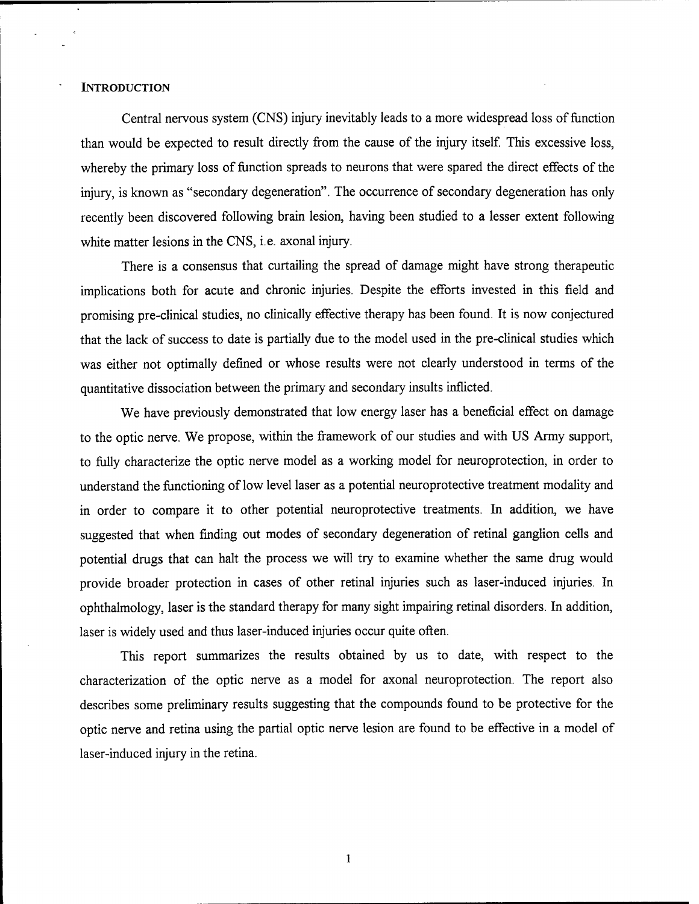# INTRODUCTION

Central nervous system (CNS) injury inevitably leads to a more widespread loss of function than would be expected to result directly from the cause of the injury itself. This excessive loss, whereby the primary loss of function spreads to neurons that were spared the direct effects of the injury, is known as "secondary degeneration". The occurrence of secondary degeneration has only recently been discovered following brain lesion, having been studied to a lesser extent following white matter lesions in the CNS, i.e. axonal injury.

There is a consensus that curtailing the spread of damage might have strong therapeutic implications both for acute and chronic injuries. Despite the efforts invested in this field and promising pre-clinical studies, no clinically effective therapy has been found. It is now conjectured that the lack of success to date is partially due to the model used in the pre-clinical studies which was either not optimally defined or whose results were not clearly understood in terms of the quantitative dissociation between the primary and secondary insults inflicted.

We have previously demonstrated that low energy laser has a beneficial effect on damage to the optic nerve. We propose, within the framework of our studies and with US Army support, to fully characterize the optic nerve model as a working model for neuroprotection, in order to understand the functioning of low level laser as a potential neuroprotective treatment modality and in order to compare it to other potential neuroprotective treatments. In addition, we have suggested that when finding out modes of secondary degeneration of retinal ganglion cells and potential drugs that can halt the process we will try to examine whether the same drug would provide broader protection in cases of other retinal injuries such as laser-induced injuries. In ophthalmology, laser is the standard therapy for many sight impairing retinal disorders. In addition, laser is widely used and thus laser-induced injuries occur quite often.

This report summarizes the results obtained by us to date, with respect to the characterization of the optic nerve as a model for axonal neuroprotection. The report also describes some preliminary results suggesting that the compounds found to be protective for the optic nerve and retina using the partial optic nerve lesion are found to be effective in a model of laser-induced injury in the retina.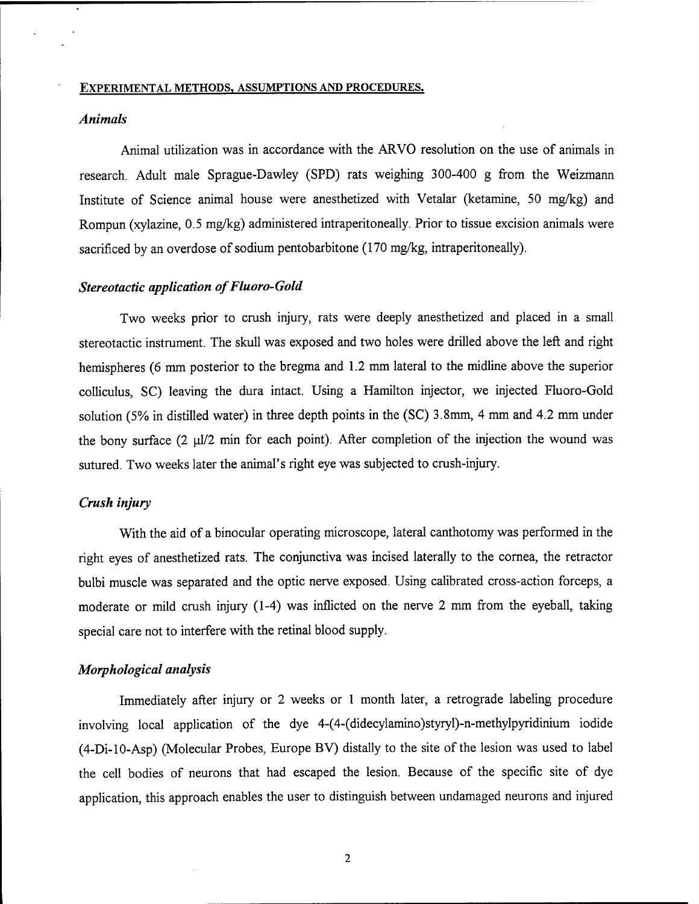## EXPERIMENTAL METHODS, ASSUMPTIONS AND PROCEDURES.

### *Animals*

Animal utilization was in accordance with the ARVO resolution on the use of animals in research. Adult male Sprague-Dawley (SPD) rats weighing 300-400 g from the Weizmann Institute of Science animal house were anesthetized with Vetalar (ketamine, 50 mg/kg) and Rompun (xylazine, 0.5 mg/kg) administered intraperitoneally. Prior to tissue excision animals were sacrificed by an overdose of sodium pentobarbitone (170 mg/kg, intraperitoneally).

### *Stereotactic application of Fluoro-Gold*

Two weeks prior to crush injury, rats were deeply anesthetized and placed in a small stereotactic instrument. The skull was exposed and two holes were drilled above the left and right hemispheres (6 mm posterior to the bregma and 1.2 mm lateral to the midline above the superior colliculus, SC) leaving the dura intact. Using a Hamilton injector, we injected Fluoro-Gold solution (5% in distilled water) in three depth points in the (SC) 3.8mm, 4 mm and 4.2 mm under the bony surface (2 μl/2 min for each point). After completion of the injection the wound was sutured. Two weeks later the animal's right eye was subjected to crush-injury.

### *Crush injury*

With the aid of a binocular operating microscope, lateral canthotomy was performed in the right eyes of anesthetized rats. The conjunctiva was incised laterally to the cornea, the retractor bulbi muscle was separated and the optic nerve exposed. Using calibrated cross-action forceps, a moderate or mild crush injury (1-4) was inflicted on the nerve 2 mm from the eyeball, taking special care not to interfere with the retinal blood supply.

### *Morphological analysis*

Immediately after injury or 2 weeks or 1 month later, a retrograde labeling procedure involving local application of the dye 4-(4-(didecylamino)styryl)-n-methylpyridinium iodide (4-Di-10-Asp) (Molecular Probes, Europe BV) distally to the site of the lesion was used to label the cell bodies of neurons that had escaped the lesion. Because of the specific site of dye application, this approach enables the user to distinguish between undamaged neurons and injured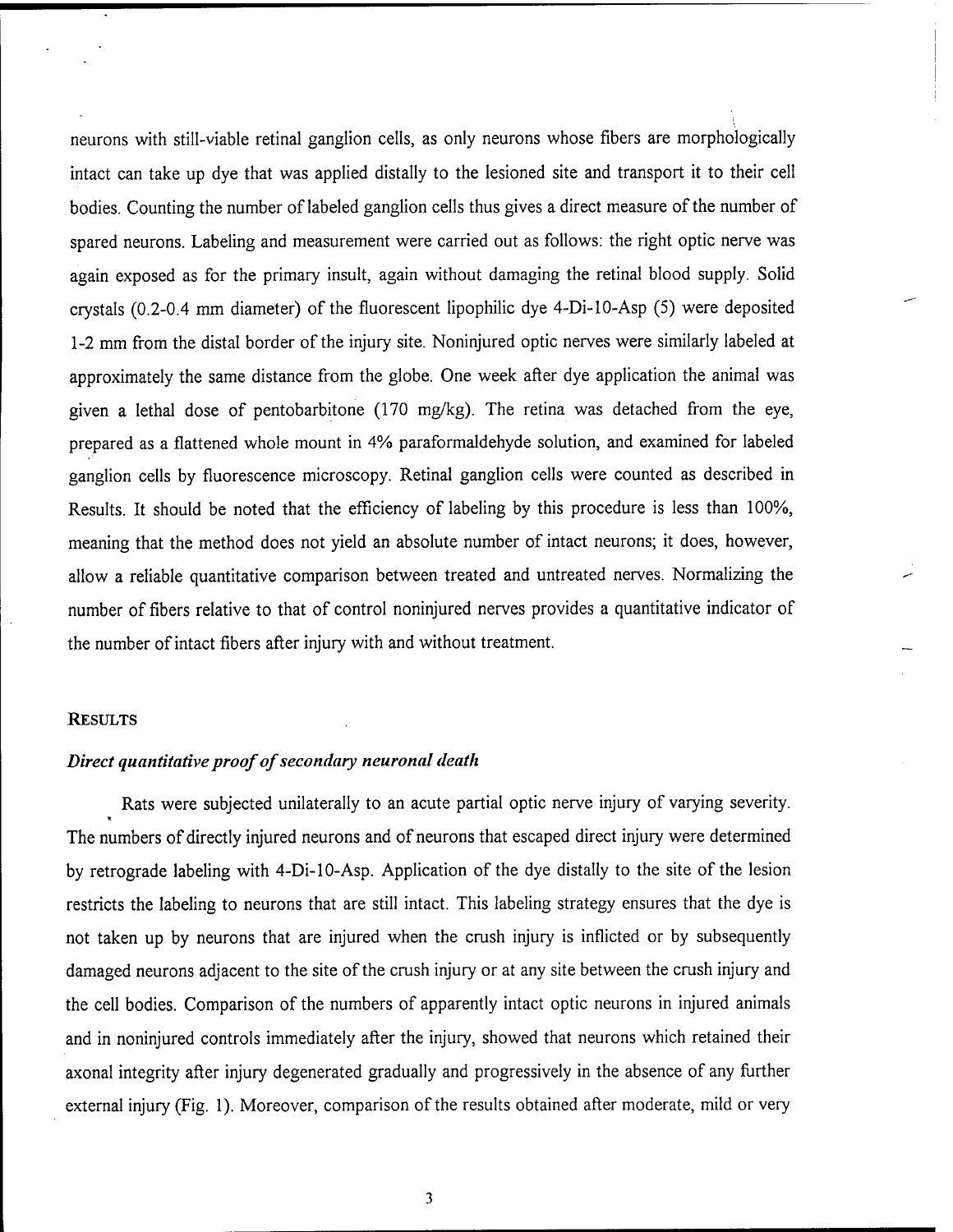neurons with still-viable retinal ganglion cells, as only neurons whose fibers are morphologically intact can take up dye that was applied distally to the lesioned site and transport it to their cell bodies. Counting the number of labeled ganglion cells thus gives a direct measure of the number of spared neurons. Labeling and measurement were carried out as follows: the right optic nerve was again exposed as for the primary insult, again without damaging the retinal blood supply. Solid crystals (0.2-0.4 mm diameter) of the fluorescent lipophilic dye 4-Di-10-Asp (5) were deposited 1-2 mm from the distal border of the injury site. Noninjured optic nerves were similarly labeled at approximately the same distance from the globe. One week after dye application the animal was given a lethal dose of pentobarbitone (170 mg/kg). The retina was detached from the eye, prepared as a flattened whole mount in 4% paraformaldehyde solution, and examined for labeled ganglion cells by fluorescence microscopy. Retinal ganglion cells were counted as described in Results. It should be noted that the efficiency of labeling by this procedure is less than 100%, meaning that the method does not yield an absolute number of intact neurons; it does, however, allow a reliable quantitative comparison between treated and untreated nerves. Normalizing the number of fibers relative to that of control noninjured nerves provides a quantitative indicator of the number of intact fibers after injury with and without treatment.

## RESULTS

### *Direct quantitative proof of secondary neuronal death*

Rats were subjected unilaterally to an acute partial optic nerve injury of varying severity. The numbers of directly injured neurons and of neurons that escaped direct injury were determined by retrograde labeling with 4-Di-10-Asp. Application of the dye distally to the site of the lesion restricts the labeling to neurons that are still intact. This labeling strategy ensures that the dye is not taken up by neurons that are injured when the crush injury is inflicted or by subsequently damaged neurons adjacent to the site of the crush injury or at any site between the crush injury and the cell bodies. Comparison of the numbers of apparently intact optic neurons in injured animals and in noninjured controls immediately after the injury, showed that neurons which retained their axonal integrity after injury degenerated gradually and progressively in the absence of any further external injury (Fig. 1). Moreover, comparison of the results obtained after moderate, mild or very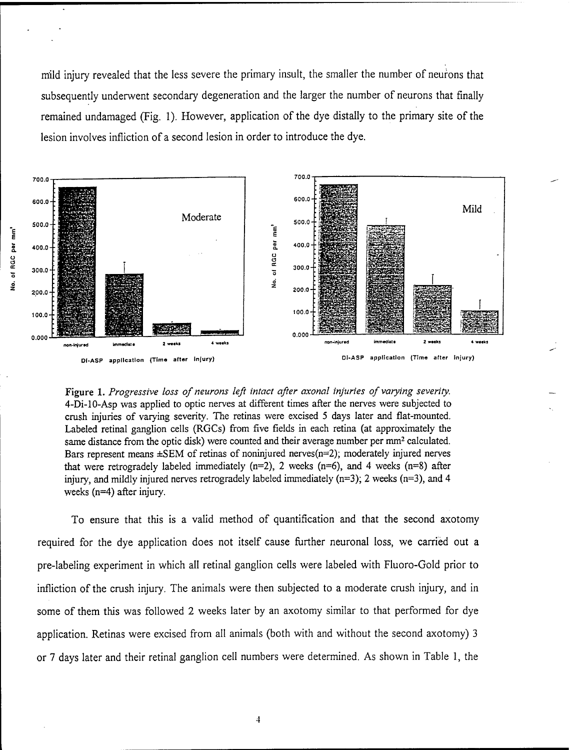mild injury revealed that the less severe the primary insult, the smaller the number of neurons that subsequently underwent secondary degeneration and the larger the number of neurons that finally remained undamaged (Fig. 1). However, application of the dye distally to the primary site of the lesion involves infliction of a second lesion in order to introduce the dye.

**Figure 1.** *Progressive loss of neurons left intact after axonal injuries of varying severity.* 4-Di-10-Asp was applied to optic nerves at different times after the nerves were subjected to crush injuries of varying severity. The retinas were excised 5 days later and flat-mounted. Labeled retinal ganglion cells (RGCs) from five fields in each retina (at approximately the same distance from the optic disk) were counted and their average number per $mm^2$ calculated. Bars represent means ±SEM of retinas of noninjured nerves(n=2); moderately injured nerves that were retrogradely labeled immediately (n=2), 2 weeks (n=6), and 4 weeks (n=8) after injury, and mildly injured nerves retrogradely labeled immediately (n=3); 2 weeks (n=3), and 4 weeks (n=4) after injury.

To ensure that this is a valid method of quantification and that the second axotomy required for the dye application does not itself cause further neuronal loss, we carried out a pre-labeling experiment in which all retinal ganglion cells were labeled with Fluoro-Gold prior to infliction of the crush injury. The animals were then subjected to a moderate crush injury, and in some of them this was followed 2 weeks later by an axotomy similar to that performed for dye application. Retinas were excised from all animals (both with and without the second axotomy) 3 or 7 days later and their retinal ganglion cell numbers were determined. As shown in Table 1, the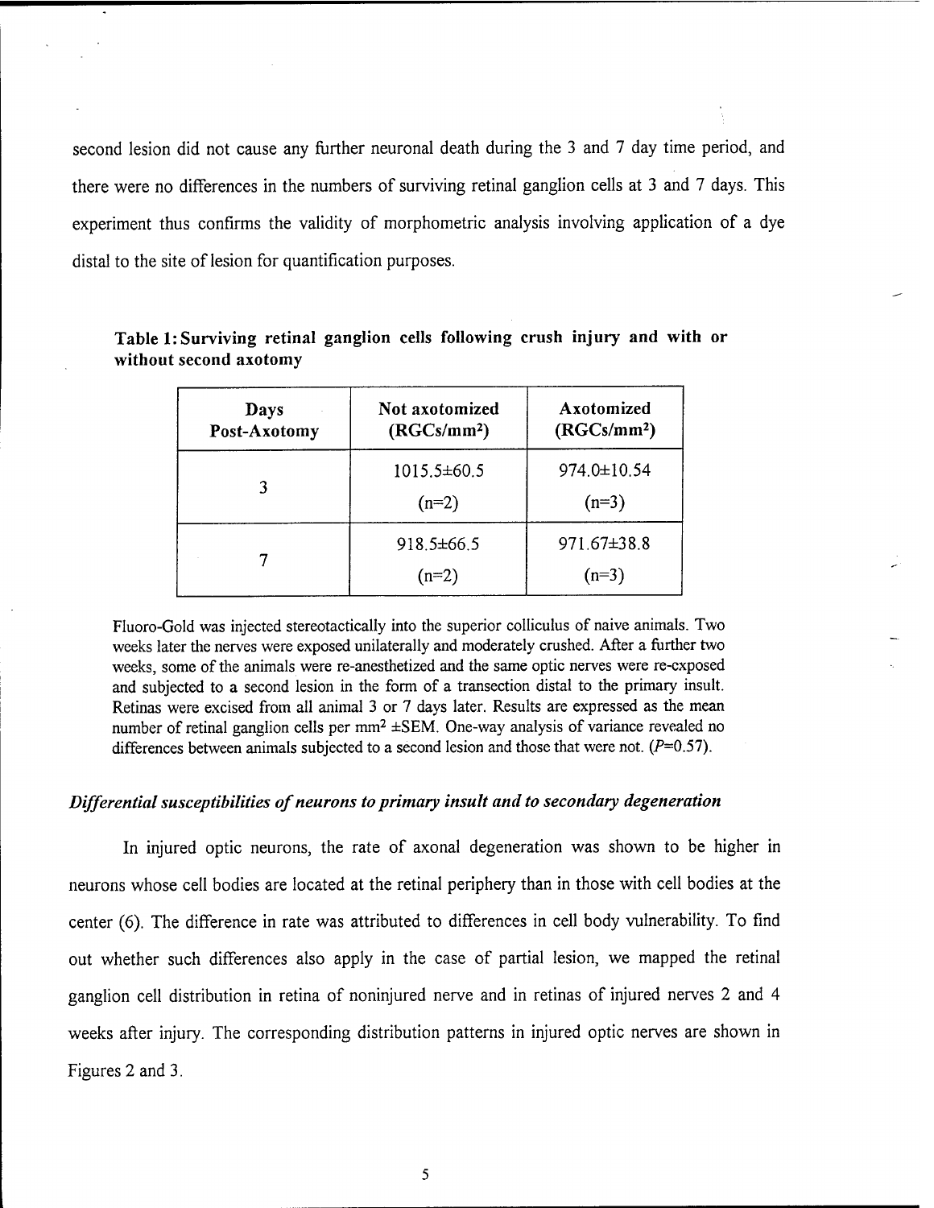second lesion did not cause any further neuronal death during the 3 and 7 day time period, and there were no differences in the numbers of surviving retinal ganglion cells at 3 and 7 days. This experiment thus confirms the validity of morphometric analysis involving application of a dye distal to the site of lesion for quantification purposes.

**Table 1: Surviving retinal ganglion cells following crush injury and with or without second axotomy**

| Days Post-Axotomy | Not axotomized ($RGCs/mm^2$) | Axotomized ($RGCs/mm^2$) |
|---|---|---|
| 3 | 1015.5±60.5 (n=2) | 974.0±10.54 (n=3) |
| 7 | 918.5±66.5 (n=2) | 971.67±38.8 (n=3) |

Fluoro-Gold was injected stereotactically into the superior colliculus of naive animals. Two weeks later the nerves were exposed unilaterally and moderately crushed. After a further two weeks, some of the animals were re-anesthetized and the same optic nerves were re-exposed and subjected to a second lesion in the form of a transection distal to the primary insult. Retinas were excised from all animal 3 or 7 days later. Results are expressed as the mean number of retinal ganglion cells per $mm^2$ ±SEM. One-way analysis of variance revealed no differences between animals subjected to a second lesion and those that were not. ($P$=0.57).

### *Differential susceptibilities of neurons to primary insult and to secondary degeneration*

In injured optic neurons, the rate of axonal degeneration was shown to be higher in neurons whose cell bodies are located at the retinal periphery than in those with cell bodies at the center (6). The difference in rate was attributed to differences in cell body vulnerability. To find out whether such differences also apply in the case of partial lesion, we mapped the retinal ganglion cell distribution in retina of noninjured nerve and in retinas of injured nerves 2 and 4 weeks after injury. The corresponding distribution patterns in injured optic nerves are shown in Figures 2 and 3.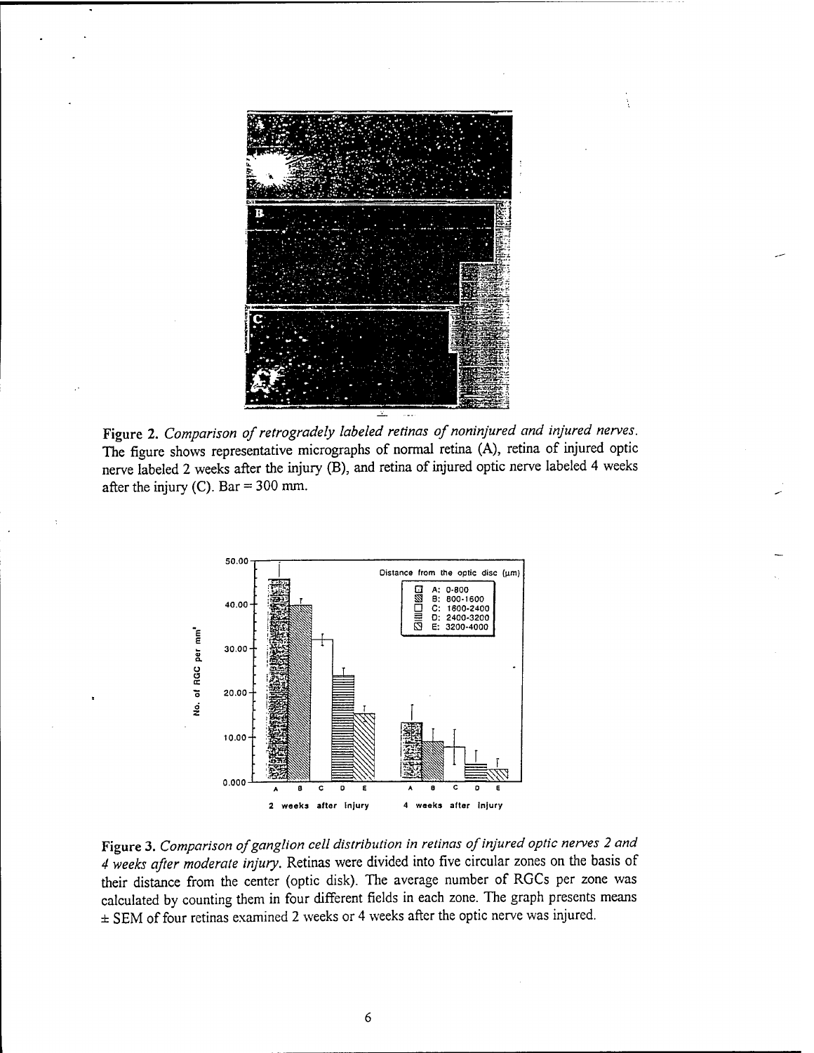**Figure 2.** *Comparison of retrogradely labeled retinas of noninjured and injured nerves.* The figure shows representative micrographs of normal retina (A), retina of injured optic nerve labeled 2 weeks after the injury (B), and retina of injured optic nerve labeled 4 weeks after the injury (C). Bar = 300 mm.

**Figure 3.** *Comparison of ganglion cell distribution in retinas of injured optic nerves 2 and 4 weeks after moderate injury.* Retinas were divided into five circular zones on the basis of their distance from the center (optic disk). The average number of RGCs per zone was calculated by counting them in four different fields in each zone. The graph presents means ± SEM of four retinas examined 2 weeks or 4 weeks after the optic nerve was injured.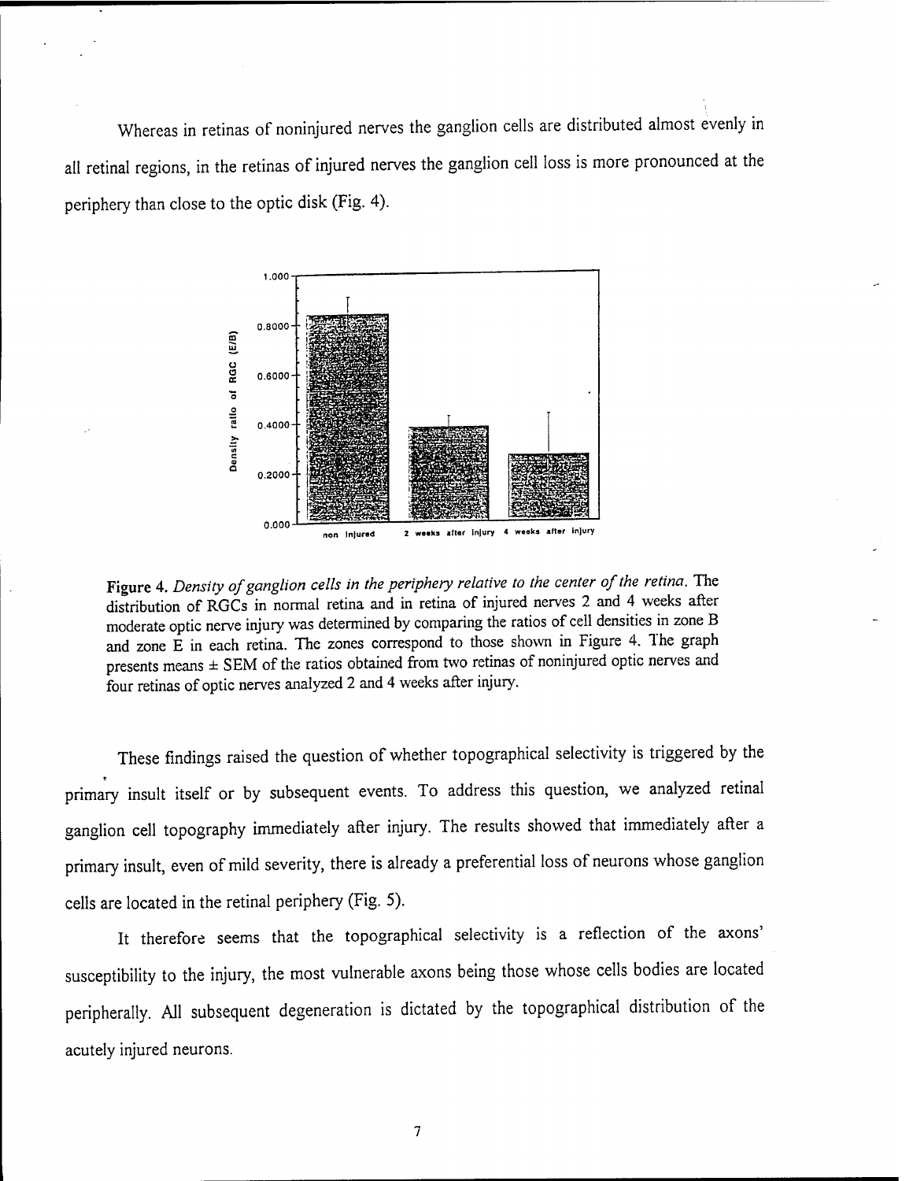Whereas in retinas of noninjured nerves the ganglion cells are distributed almost evenly in all retinal regions, in the retinas of injured nerves the ganglion cell loss is more pronounced at the periphery than close to the optic disk (Fig. 4).

**Figure 4.** *Density of ganglion cells in the periphery relative to the center of the retina.* The distribution of RGCs in normal retina and in retina of injured nerves 2 and 4 weeks after moderate optic nerve injury was determined by comparing the ratios of cell densities in zone B and zone E in each retina. The zones correspond to those shown in Figure 4. The graph presents means ± SEM of the ratios obtained from two retinas of noninjured optic nerves and four retinas of optic nerves analyzed 2 and 4 weeks after injury.

These findings raised the question of whether topographical selectivity is triggered by the primary insult itself or by subsequent events. To address this question, we analyzed retinal ganglion cell topography immediately after injury. The results showed that immediately after a primary insult, even of mild severity, there is already a preferential loss of neurons whose ganglion cells are located in the retinal periphery (Fig. 5).

It therefore seems that the topographical selectivity is a reflection of the axons' susceptibility to the injury, the most vulnerable axons being those whose cells bodies are located peripherally. All subsequent degeneration is dictated by the topographical distribution of the acutely injured neurons.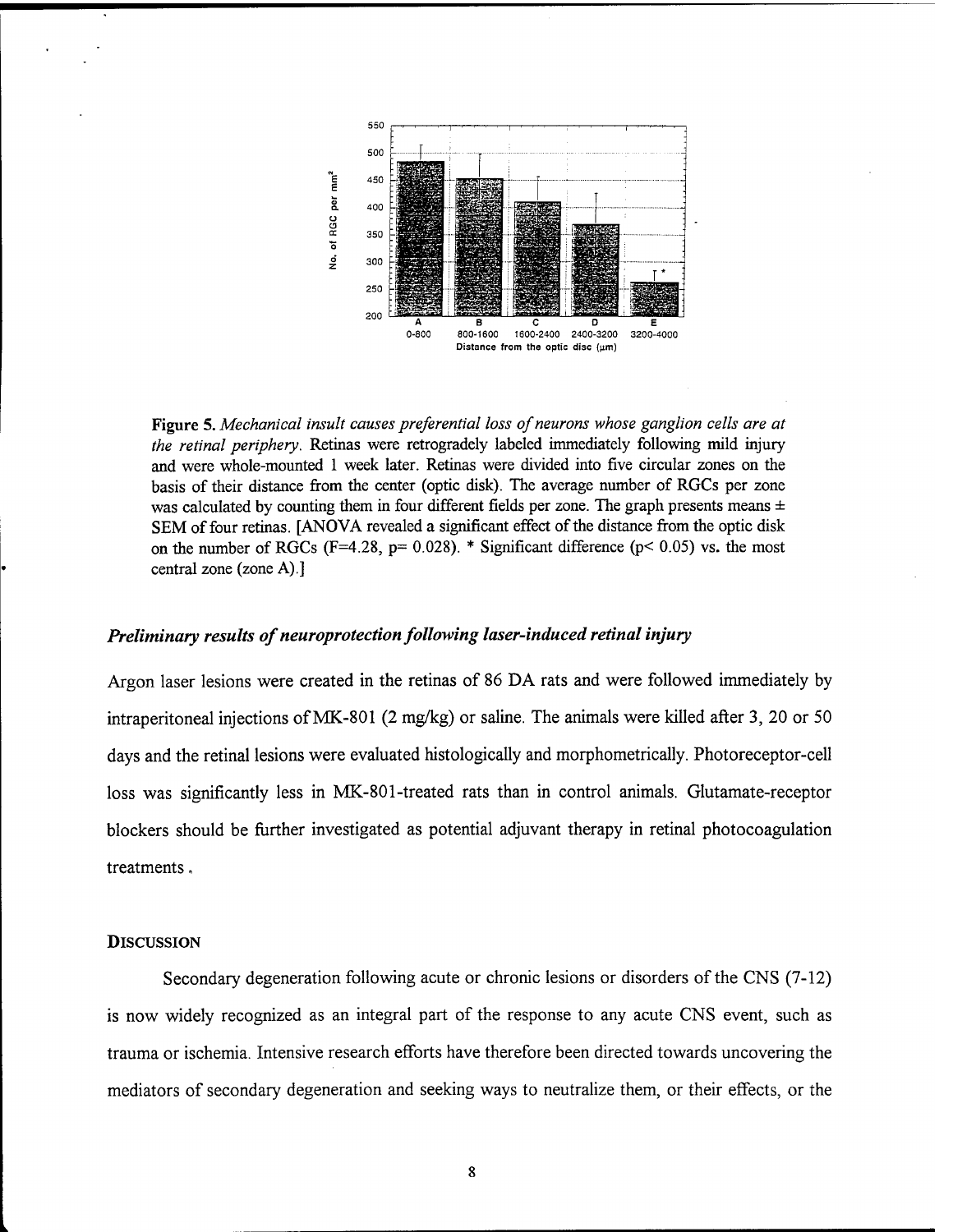**Figure 5.** *Mechanical insult causes preferential loss of neurons whose ganglion cells are at the retinal periphery.* Retinas were retrogradely labeled immediately following mild injury and were whole-mounted 1 week later. Retinas were divided into five circular zones on the basis of their distance from the center (optic disk). The average number of RGCs per zone was calculated by counting them in four different fields per zone. The graph presents means ± SEM of four retinas. [ANOVA revealed a significant effect of the distance from the optic disk on the number of RGCs ($F=4.28$, $p= 0.028$). * Significant difference ($p< 0.05$) vs. the most central zone (zone A).]

### *Preliminary results of neuroprotection following laser-induced retinal injury*

Argon laser lesions were created in the retinas of 86 DA rats and were followed immediately by intraperitoneal injections of MK-801 (2 mg/kg) or saline. The animals were killed after 3, 20 or 50 days and the retinal lesions were evaluated histologically and morphometrically. Photoreceptor-cell loss was significantly less in MK-801-treated rats than in control animals. Glutamate-receptor blockers should be further investigated as potential adjuvant therapy in retinal photocoagulation treatments.

## DISCUSSION

Secondary degeneration following acute or chronic lesions or disorders of the CNS (7-12) is now widely recognized as an integral part of the response to any acute CNS event, such as trauma or ischemia. Intensive research efforts have therefore been directed towards uncovering the mediators of secondary degeneration and seeking ways to neutralize them, or their effects, or the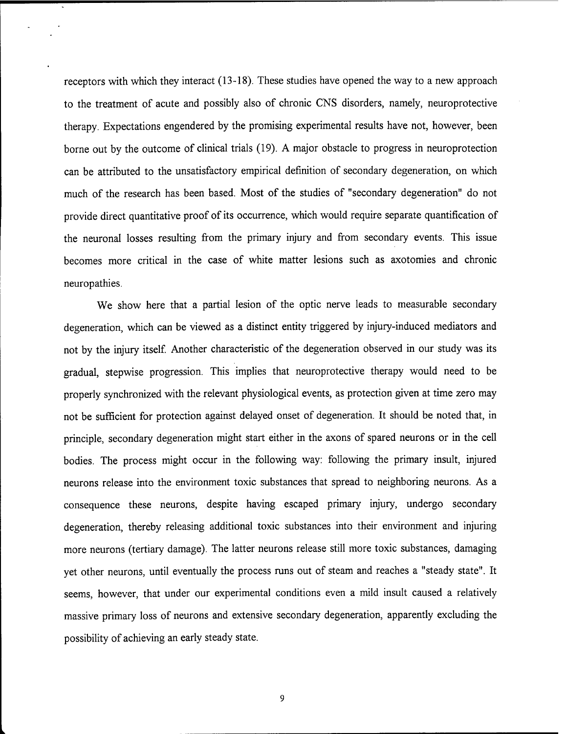receptors with which they interact (13-18). These studies have opened the way to a new approach to the treatment of acute and possibly also of chronic CNS disorders, namely, neuroprotective therapy. Expectations engendered by the promising experimental results have not, however, been borne out by the outcome of clinical trials (19). A major obstacle to progress in neuroprotection can be attributed to the unsatisfactory empirical definition of secondary degeneration, on which much of the research has been based. Most of the studies of "secondary degeneration" do not provide direct quantitative proof of its occurrence, which would require separate quantification of the neuronal losses resulting from the primary injury and from secondary events. This issue becomes more critical in the case of white matter lesions such as axotomies and chronic neuropathies.

We show here that a partial lesion of the optic nerve leads to measurable secondary degeneration, which can be viewed as a distinct entity triggered by injury-induced mediators and not by the injury itself. Another characteristic of the degeneration observed in our study was its gradual, stepwise progression. This implies that neuroprotective therapy would need to be properly synchronized with the relevant physiological events, as protection given at time zero may not be sufficient for protection against delayed onset of degeneration. It should be noted that, in principle, secondary degeneration might start either in the axons of spared neurons or in the cell bodies. The process might occur in the following way: following the primary insult, injured neurons release into the environment toxic substances that spread to neighboring neurons. As a consequence these neurons, despite having escaped primary injury, undergo secondary degeneration, thereby releasing additional toxic substances into their environment and injuring more neurons (tertiary damage). The latter neurons release still more toxic substances, damaging yet other neurons, until eventually the process runs out of steam and reaches a "steady state". It seems, however, that under our experimental conditions even a mild insult caused a relatively massive primary loss of neurons and extensive secondary degeneration, apparently excluding the possibility of achieving an early steady state.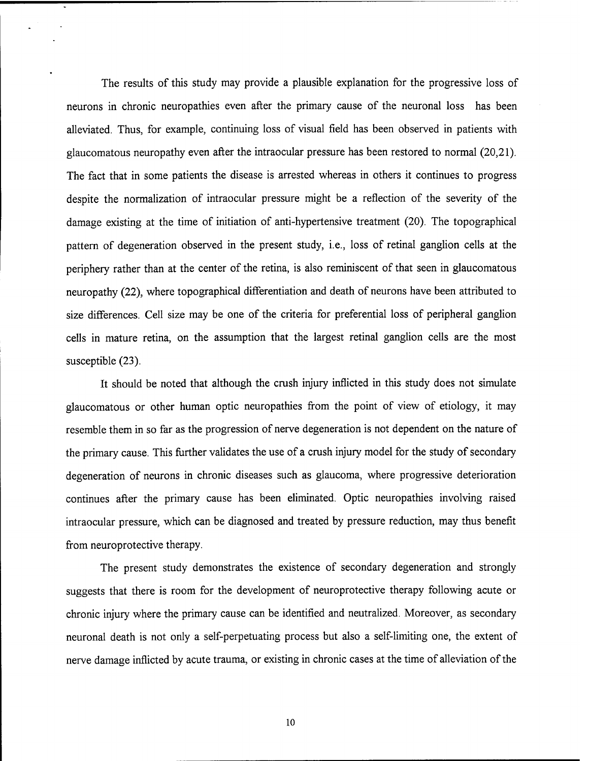The results of this study may provide a plausible explanation for the progressive loss of neurons in chronic neuropathies even after the primary cause of the neuronal loss has been alleviated. Thus, for example, continuing loss of visual field has been observed in patients with glaucomatous neuropathy even after the intraocular pressure has been restored to normal (20,21). The fact that in some patients the disease is arrested whereas in others it continues to progress despite the normalization of intraocular pressure might be a reflection of the severity of the damage existing at the time of initiation of anti-hypertensive treatment (20). The topographical pattern of degeneration observed in the present study, i.e., loss of retinal ganglion cells at the periphery rather than at the center of the retina, is also reminiscent of that seen in glaucomatous neuropathy (22), where topographical differentiation and death of neurons have been attributed to size differences. Cell size may be one of the criteria for preferential loss of peripheral ganglion cells in mature retina, on the assumption that the largest retinal ganglion cells are the most susceptible (23).

It should be noted that although the crush injury inflicted in this study does not simulate glaucomatous or other human optic neuropathies from the point of view of etiology, it may resemble them in so far as the progression of nerve degeneration is not dependent on the nature of the primary cause. This further validates the use of a crush injury model for the study of secondary degeneration of neurons in chronic diseases such as glaucoma, where progressive deterioration continues after the primary cause has been eliminated. Optic neuropathies involving raised intraocular pressure, which can be diagnosed and treated by pressure reduction, may thus benefit from neuroprotective therapy.

The present study demonstrates the existence of secondary degeneration and strongly suggests that there is room for the development of neuroprotective therapy following acute or chronic injury where the primary cause can be identified and neutralized. Moreover, as secondary neuronal death is not only a self-perpetuating process but also a self-limiting one, the extent of nerve damage inflicted by acute trauma, or existing in chronic cases at the time of alleviation of the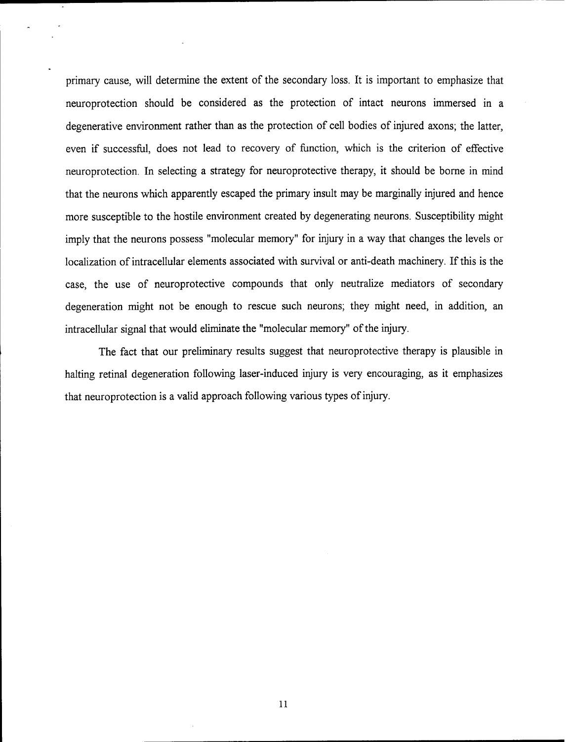primary cause, will determine the extent of the secondary loss. It is important to emphasize that neuroprotection should be considered as the protection of intact neurons immersed in a degenerative environment rather than as the protection of cell bodies of injured axons; the latter, even if successful, does not lead to recovery of function, which is the criterion of effective neuroprotection. In selecting a strategy for neuroprotective therapy, it should be borne in mind that the neurons which apparently escaped the primary insult may be marginally injured and hence more susceptible to the hostile environment created by degenerating neurons. Susceptibility might imply that the neurons possess "molecular memory" for injury in a way that changes the levels or localization of intracellular elements associated with survival or anti-death machinery. If this is the case, the use of neuroprotective compounds that only neutralize mediators of secondary degeneration might not be enough to rescue such neurons; they might need, in addition, an intracellular signal that would eliminate the "molecular memory" of the injury.

The fact that our preliminary results suggest that neuroprotective therapy is plausible in halting retinal degeneration following laser-induced injury is very encouraging, as it emphasizes that neuroprotection is a valid approach following various types of injury.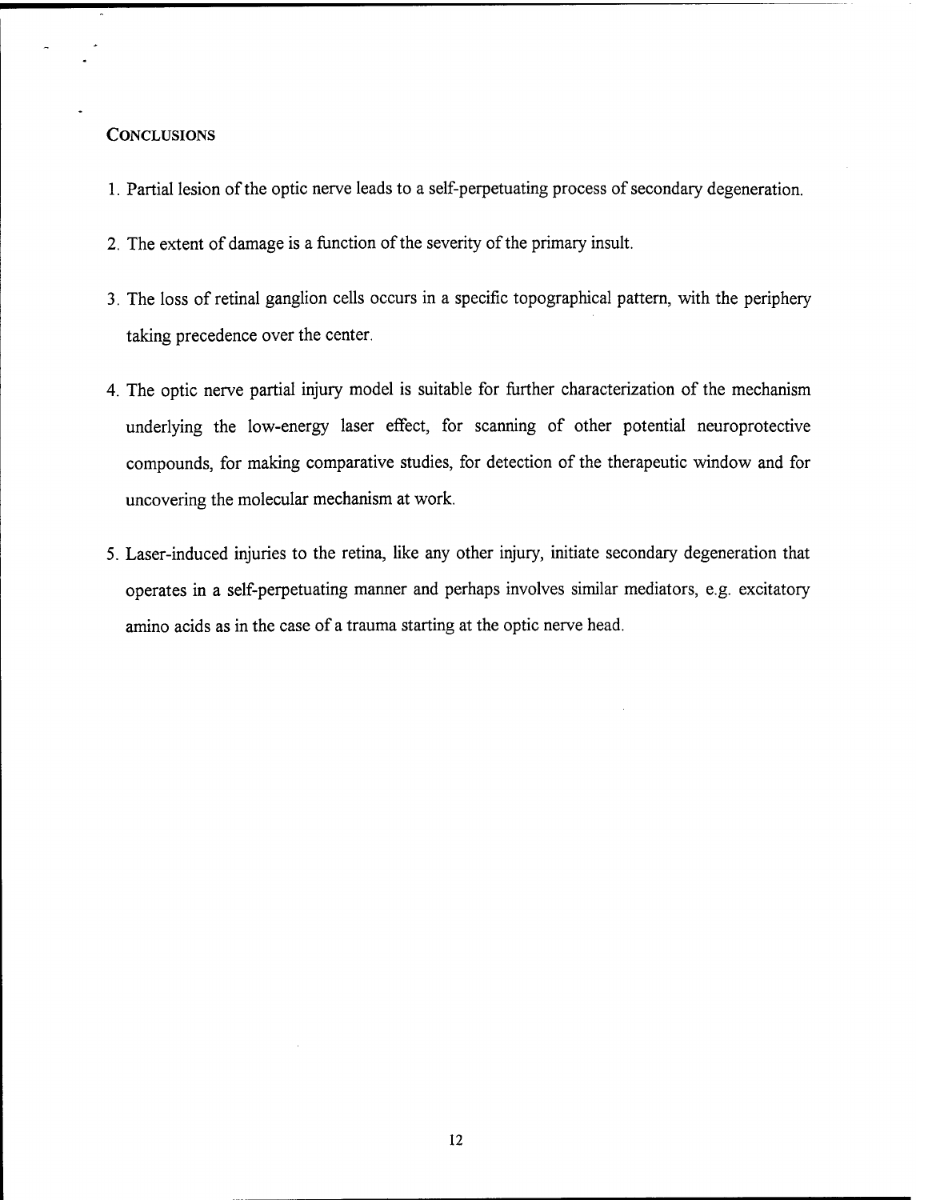## CONCLUSIONS

1. Partial lesion of the optic nerve leads to a self-perpetuating process of secondary degeneration.
2. The extent of damage is a function of the severity of the primary insult.
3. The loss of retinal ganglion cells occurs in a specific topographical pattern, with the periphery taking precedence over the center.
4. The optic nerve partial injury model is suitable for further characterization of the mechanism underlying the low-energy laser effect, for scanning of other potential neuroprotective compounds, for making comparative studies, for detection of the therapeutic window and for uncovering the molecular mechanism at work.
5. Laser-induced injuries to the retina, like any other injury, initiate secondary degeneration that operates in a self-perpetuating manner and perhaps involves similar mediators, e.g. excitatory amino acids as in the case of a trauma starting at the optic nerve head.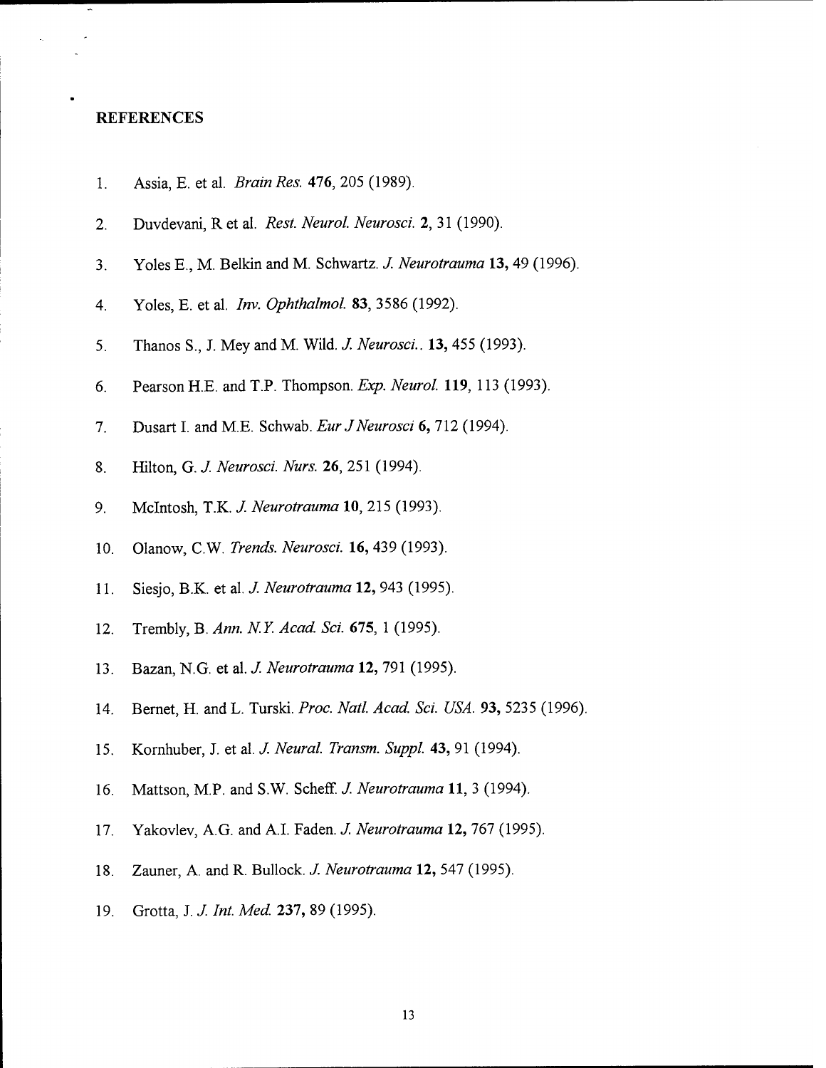## REFERENCES

1. Assia, E. et al. *Brain Res.* **476**, 205 (1989).
2. Duvdevani, R et al. *Rest. Neurol. Neurosci.* **2**, 31 (1990).
3. Yoles E., M. Belkin and M. Schwartz. *J. Neurotrauma* **13,** 49 (1996).
4. Yoles, E. et al. *Inv. Ophthalmol.* **83**, 3586 (1992).
5. Thanos S., J. Mey and M. Wild. *J. Neurosci..* **13,** 455 (1993).
6. Pearson H.E. and T.P. Thompson. *Exp. Neurol.* **119**, 113 (1993).
7. Dusart I. and M.E. Schwab. *Eur J Neurosci* **6,** 712 (1994).
8. Hilton, G. *J. Neurosci. Nurs.* **26**, 251 (1994).
9. McIntosh, T.K. *J. Neurotrauma* **10**, 215 (1993).
10. Olanow, C.W. *Trends. Neurosci.* **16,** 439 (1993).
11. Siesjo, B.K. et al. *J. Neurotrauma* **12,** 943 (1995).
12. Trembly, B. *Ann. N.Y. Acad. Sci.* **675**, 1 (1995).
13. Bazan, N.G. et al. *J. Neurotrauma* **12,** 791 (1995).
14. Bernet, H. and L. Turski. *Proc. Natl. Acad. Sci. USA.* **93,** 5235 (1996).
15. Kornhuber, J. et al. *J. Neural. Transm. Suppl.* **43,** 91 (1994).
16. Mattson, M.P. and S.W. Scheff. *J. Neurotrauma* **11**, 3 (1994).
17. Yakovlev, A.G. and A.I. Faden. *J. Neurotrauma* **12,** 767 (1995).
18. Zauner, A. and R. Bullock. *J. Neurotrauma* **12,** 547 (1995).
19. Grotta, J. *J. Int. Med.* **237,** 89 (1995).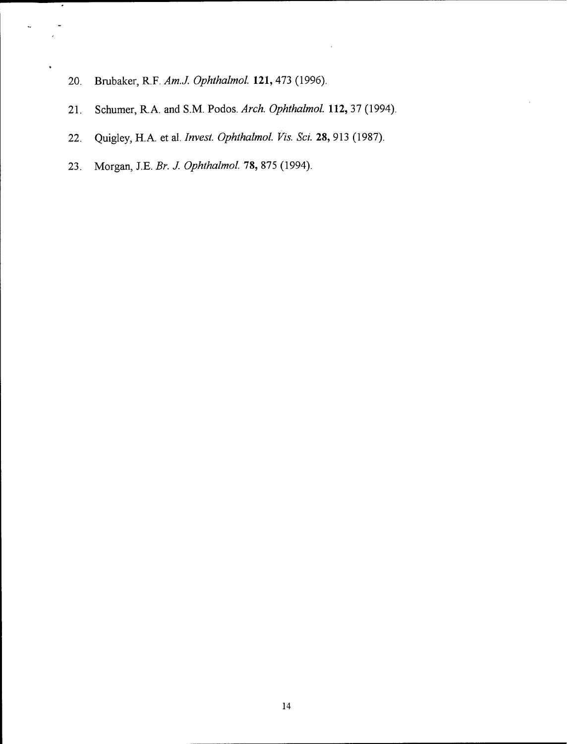20. Brubaker, R.F. *Am.J. Ophthalmol.* **121,** 473 (1996).

21. Schumer, R.A. and S.M. Podos. *Arch. Ophthalmol.* **112,** 37 (1994).

22. Quigley, H.A. et al. *Invest. Ophthalmol. Vis. Sci.* **28,** 913 (1987).

23. Morgan, J.E. *Br. J. Ophthalmol.* **78,** 875 (1994).